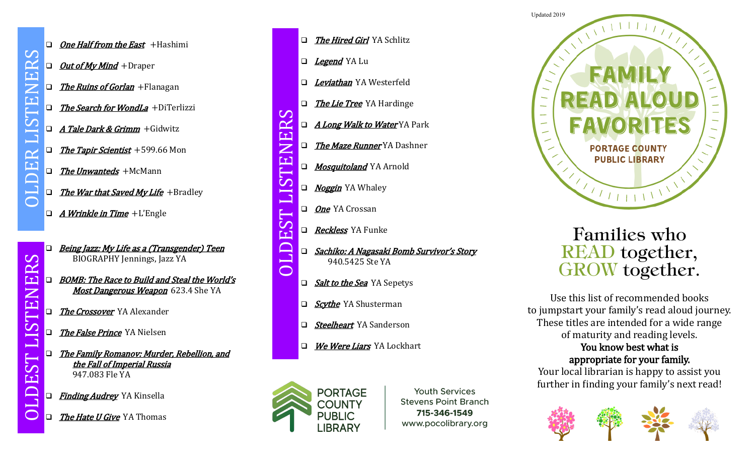## OLDER LISTENERS

- ❑ ***One Half from the East*** +Hashimi
- ❑ ***Out of My Mind*** +Draper
- ❑ ***The Ruins of Gorlan*** +Flanagan
- ❑ ***The Search for WondLa*** +DiTerlizzi
- ❑ ***A Tale Dark & Grimm*** +Gidwitz
- ❑ ***The Tapir Scientist*** +599.66 Mon
- ❑ ***The Unwanteds*** +McMann
- ❑ ***The War that Saved My Life*** +Bradley
- ❑ ***A Wrinkle in Time*** +L'Engle

## OLDEST LISTENERS

- ❑ ***Being Jazz: My Life as a (Transgender) Teen*** BIOGRAPHY Jennings, Jazz YA
- ❑ ***BOMB: The Race to Build and Steal the World's Most Dangerous Weapon*** 623.4 She YA
- ❑ ***The Crossover*** YA Alexander
- ❑ ***The False Prince*** YA Nielsen
- ❑ ***The Family Romanov: Murder, Rebellion, and the Fall of Imperial Russia*** 947.083 Fle YA
- ❑ ***Finding Audrey*** YA Kinsella
- ❑ ***The Hate U Give*** YA Thomas

## OLDEST LISTENERS

- ❑ ***The Hired Girl*** YA Schlitz
- ❑ ***Legend*** YA Lu
- ❑ ***Leviathan*** YA Westerfeld
- ❑ ***The Lie Tree*** YA Hardinge
- ❑ ***A Long Walk to Water*** YA Park
- ❑ ***The Maze Runner*** YA Dashner
- ❑ ***Mosquitoland*** YA Arnold
- ❑ ***Noggin*** YA Whaley
- ❑ ***One*** YA Crossan
- ❑ ***Reckless*** YA Funke
- ❑ ***Sachiko: A Nagasaki Bomb Survivor's Story*** 940.5425 Ste YA
- ❑ ***Salt to the Sea*** YA Sepetys
- ❑ ***Scythe*** YA Shusterman
- ❑ ***Steelheart*** YA Sanderson
- ❑ ***We Were Liars*** YA Lockhart

PORTAGE COUNTY PUBLIC LIBRARY

Youth Services
Stevens Point Branch
**715-346-1549**
www.pocolibrary.org

Updated 2019

# FAMILY READ ALOUD FAVORITES

**PORTAGE COUNTY PUBLIC LIBRARY**

## Families who READ together, GROW together.

Use this list of recommended books to jumpstart your family's read aloud journey. These titles are intended for a wide range of maturity and reading levels.
**You know best what is appropriate for your family.**
Your local librarian is happy to assist you further in finding your family's next read!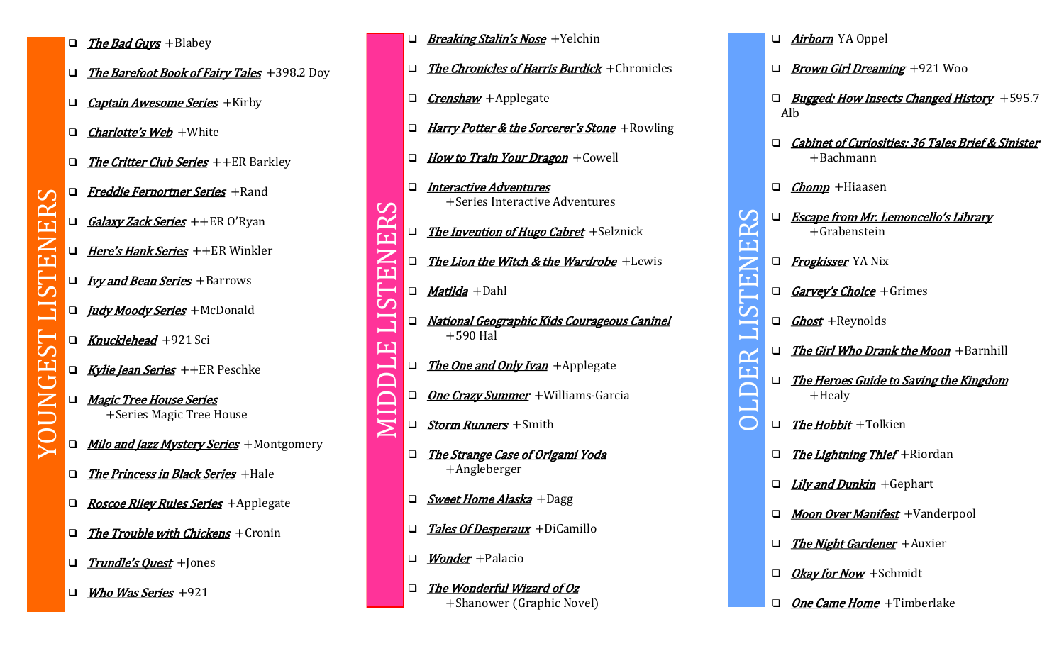## YOUNGEST LISTENERS

- ***The Bad Guys*** +Blabey
- ***The Barefoot Book of Fairy Tales*** +398.2 Doy
- ***Captain Awesome Series*** +Kirby
- ***Charlotte's Web*** +White
- ***The Critter Club Series*** ++ER Barkley
- ***Freddie Fernortner Series*** +Rand
- ***Galaxy Zack Series*** ++ER O'Ryan
- ***Here's Hank Series*** ++ER Winkler
- ***Ivy and Bean Series*** +Barrows
- ***Judy Moody Series*** +McDonald
- ***Knucklehead*** +921 Sci
- ***Kylie Jean Series*** ++ER Peschke
- ***Magic Tree House Series*** +Series Magic Tree House
- ***Milo and Jazz Mystery Series*** +Montgomery
- ***The Princess in Black Series*** +Hale
- ***Roscoe Riley Rules Series*** +Applegate
- ***The Trouble with Chickens*** +Cronin
- ***Trundle's Quest*** +Jones
- ***Who Was Series*** +921

## MIDDLE LISTENERS

- ***Breaking Stalin's Nose*** +Yelchin
- ***The Chronicles of Harris Burdick*** +Chronicles
- ***Crenshaw*** +Applegate
- ***Harry Potter & the Sorcerer's Stone*** +Rowling
- ***How to Train Your Dragon*** +Cowell
- ***Interactive Adventures*** +Series Interactive Adventures
- ***The Invention of Hugo Cabret*** +Selznick
- ***The Lion the Witch & the Wardrobe*** +Lewis
- ***Matilda*** +Dahl
- ***National Geographic Kids Courageous Canine!*** +590 Hal
- ***The One and Only Ivan*** +Applegate
- ***One Crazy Summer*** +Williams-Garcia
- ***Storm Runners*** +Smith
- ***The Strange Case of Origami Yoda*** +Angleberger
- ***Sweet Home Alaska*** +Dagg
- ***Tales Of Despereaux*** +DiCamillo
- ***Wonder*** +Palacio
- ***The Wonderful Wizard of Oz*** +Shanower (Graphic Novel)

## OLDER LISTENERS

- ***Airborn*** YA Oppel
- ***Brown Girl Dreaming*** +921 Woo
- ***Bugged: How Insects Changed History*** +595.7 Alb
- ***Cabinet of Curiosities: 36 Tales Brief & Sinister*** +Bachmann
- ***Chomp*** +Hiaasen
- ***Escape from Mr. Lemoncello's Library*** +Grabenstein
- ***Frogkisser*** YA Nix
- ***Garvey's Choice*** +Grimes
- ***Ghost*** +Reynolds
- ***The Girl Who Drank the Moon*** +Barnhill
- ***The Heroes Guide to Saving the Kingdom*** +Healy
- ***The Hobbit*** +Tolkien
- ***The Lightning Thief*** +Riordan
- ***Lily and Dunkin*** +Gephart
- ***Moon Over Manifest*** +Vanderpool
- ***The Night Gardener*** +Auxier
- ***Okay for Now*** +Schmidt
- ***One Came Home*** +Timberlake